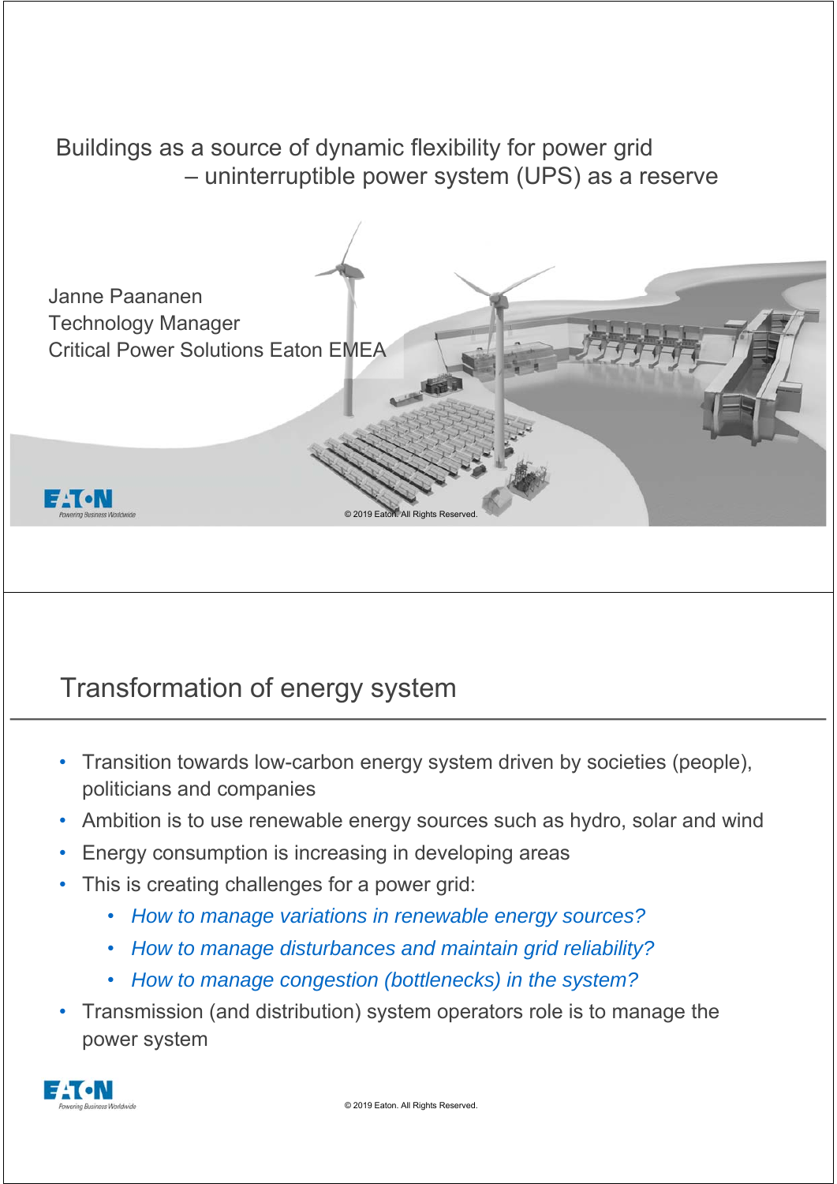# Buildings as a source of dynamic flexibility for power grid – uninterruptible power system (UPS) as a reserve

Janne Paananen
Technology Manager
Critical Power Solutions Eaton EMEA

## Transformation of energy system

- Transition towards low-carbon energy system driven by societies (people), politicians and companies
- Ambition is to use renewable energy sources such as hydro, solar and wind
- Energy consumption is increasing in developing areas
- This is creating challenges for a power grid:
    - *How to manage variations in renewable energy sources?*
    - *How to manage disturbances and maintain grid reliability?*
    - *How to manage congestion (bottlenecks) in the system?*
- Transmission (and distribution) system operators role is to manage the power system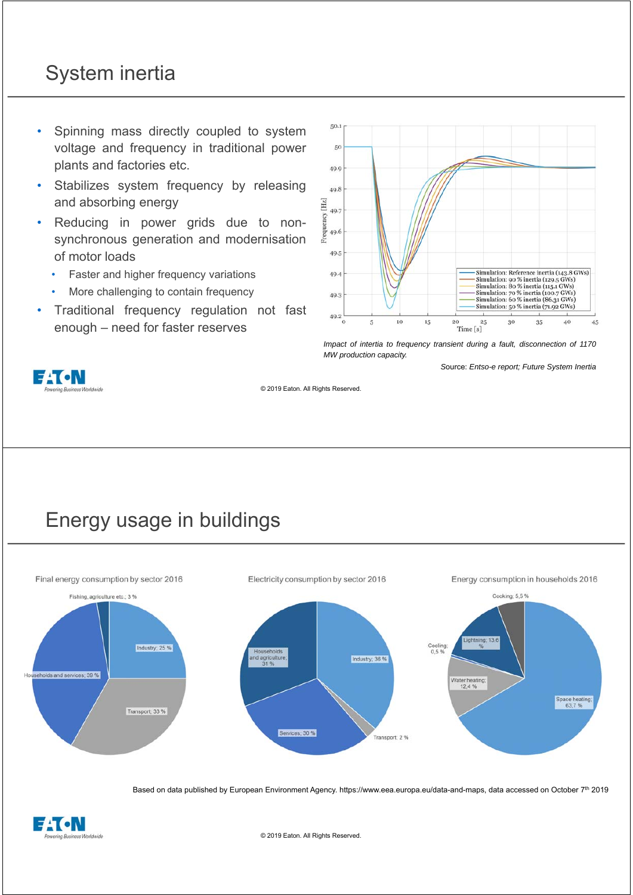# System inertia

- Spinning mass directly coupled to system voltage and frequency in traditional power plants and factories etc.
- Stabilizes system frequency by releasing and absorbing energy
- Reducing in power grids due to non-synchronous generation and modernisation of motor loads
  - Faster and higher frequency variations
  - More challenging to contain frequency
- Traditional frequency regulation not fast enough – need for faster reserves

*Impact of intertia to frequency transient during a fault, disconnection of 1170 MW production capacity.*

Source: *Entso-e report; Future System Inertia*

# Energy usage in buildings

Final energy consumption by sector 2016

Electricity consumption by sector 2016

Energy consumption in households 2016

Based on data published by European Environment Agency. https://www.eea.europa.eu/data-and-maps, data accessed on October 7th 2019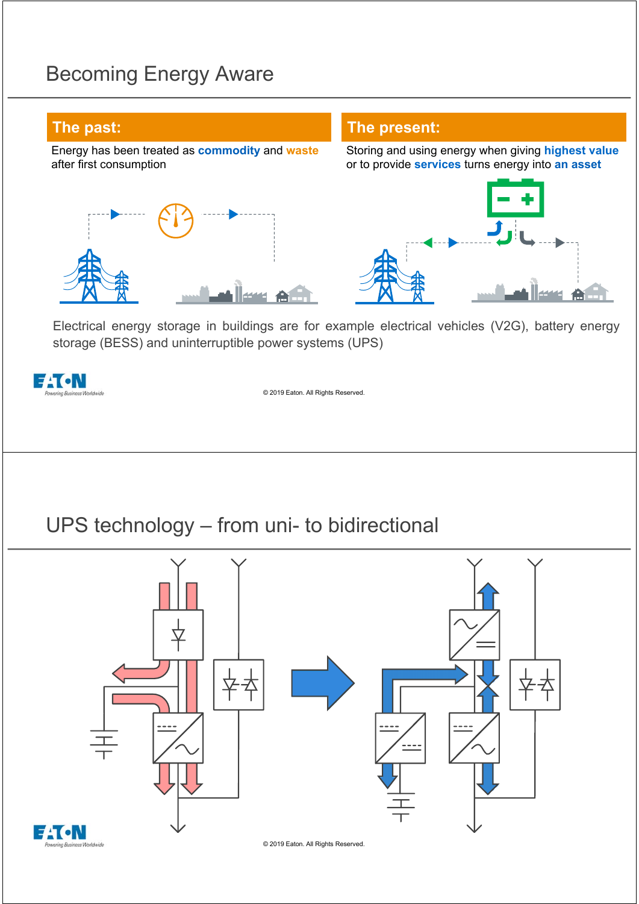# Becoming Energy Aware

## The past:

Energy has been treated as **commodity** and **waste** after first consumption

## The present:

Storing and using energy when giving **highest value** or to provide **services** turns energy into **an asset**

Electrical energy storage in buildings are for example electrical vehicles (V2G), battery energy storage (BESS) and uninterruptible power systems (UPS)

© 2019 Eaton. All Rights Reserved.

# UPS technology – from uni- to bidirectional

© 2019 Eaton. All Rights Reserved.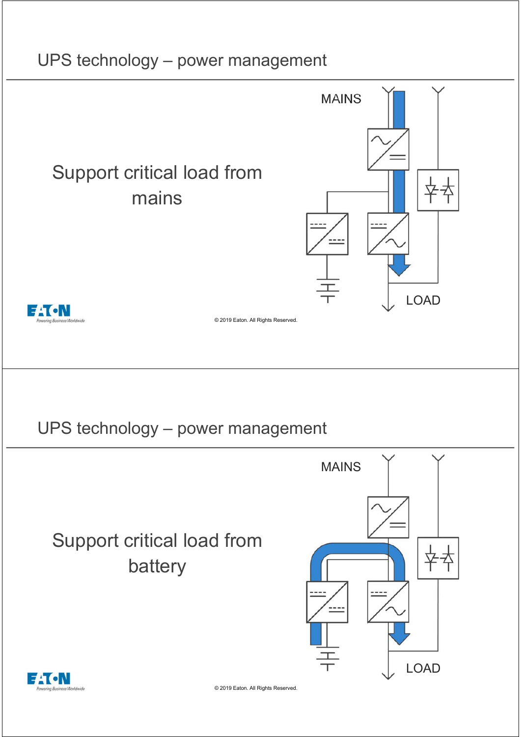## UPS technology – power management

Support critical load from mains

MAINS

LOAD

## UPS technology – power management

Support critical load from battery

MAINS

LOAD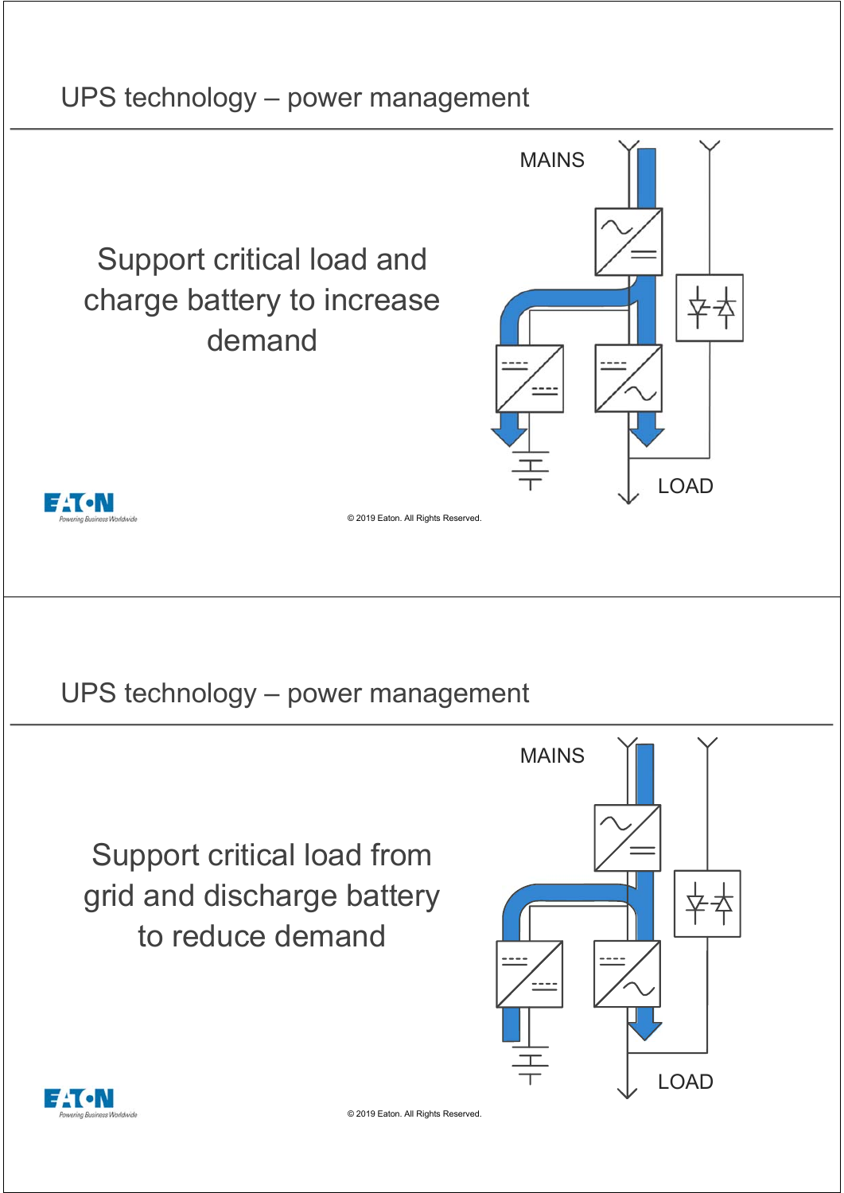## UPS technology – power management

Support critical load and charge battery to increase demand

MAINS

LOAD

© 2019 Eaton. All Rights Reserved.

## UPS technology – power management

Support critical load from grid and discharge battery to reduce demand

MAINS

LOAD

© 2019 Eaton. All Rights Reserved.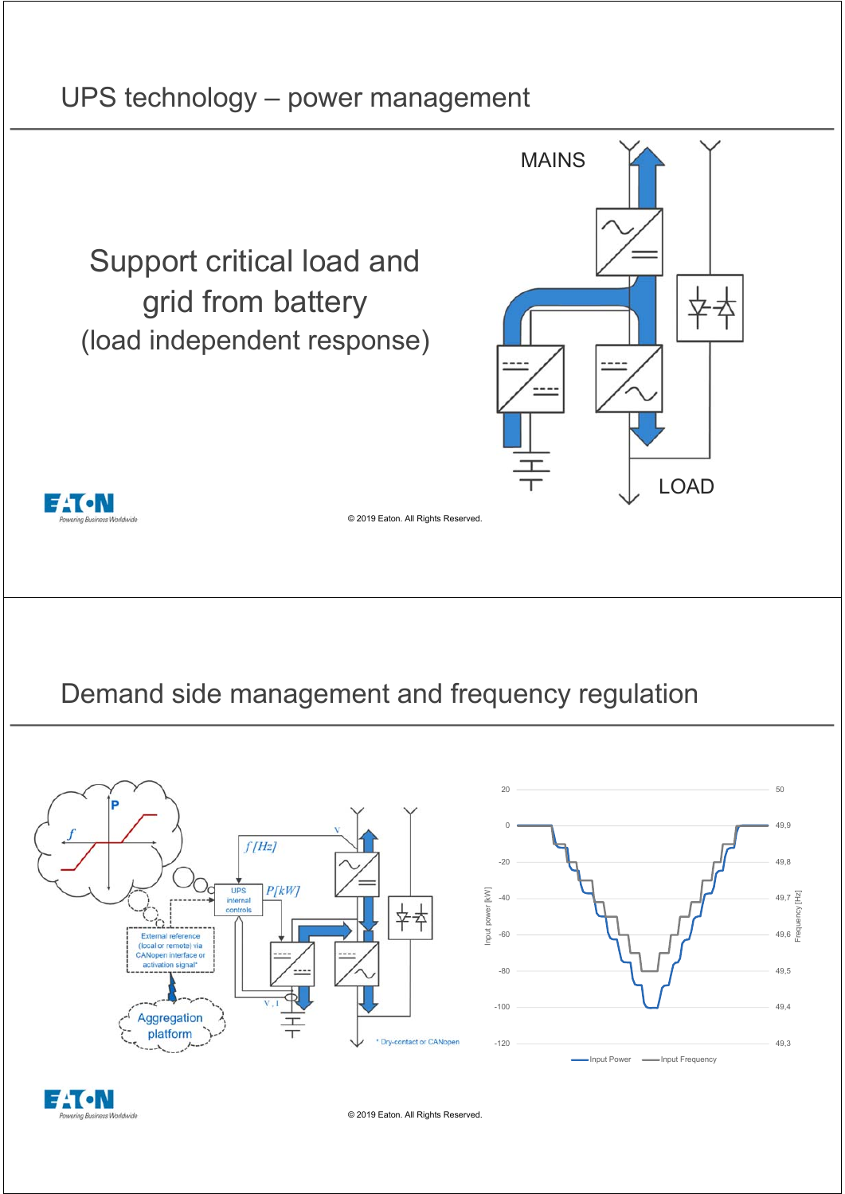# UPS technology – power management

Support critical load and grid from battery
(load independent response)

MAINS

LOAD

# Demand side management and frequency regulation

External reference (local or remote) via CANopen interface or activation signal*

Aggregation platform

UPS internal controls

$f\ [Hz]$

$P\ [kW]$

\* Dry-contact or CANopen

Input Power — Input Frequency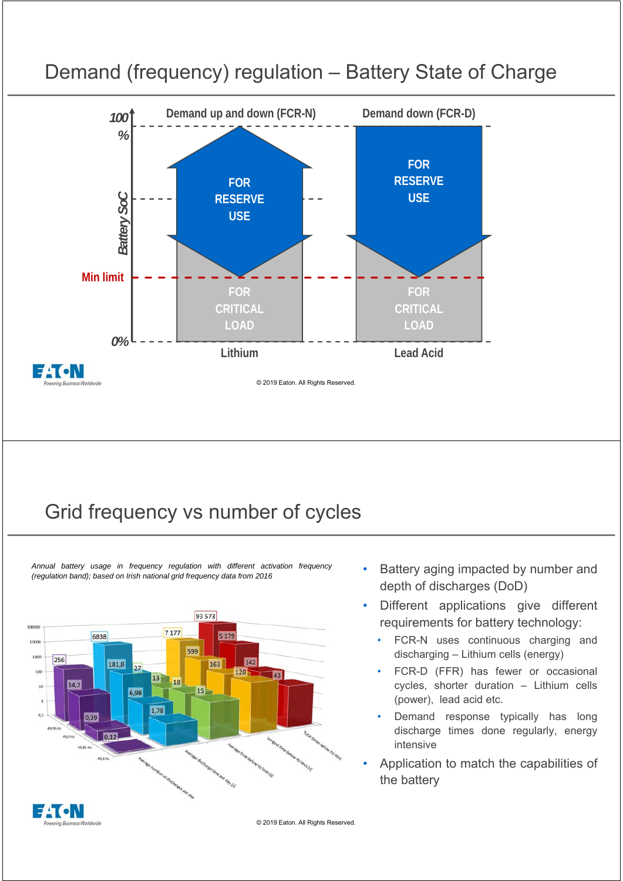# Demand (frequency) regulation – Battery State of Charge

Demand up and down (FCR-N)

Demand down (FCR-D)

100 %

Battery SoC

Min limit

0%

FOR RESERVE USE

FOR CRITICAL LOAD

Lithium

FOR RESERVE USE

FOR CRITICAL LOAD

Lead Acid

© 2019 Eaton. All Rights Reserved.

# Grid frequency vs number of cycles

*Annual battery usage in frequency regulation with different activation frequency (regulation band); based on Irish national grid frequency data from 2016*

- Battery aging impacted by number and depth of discharges (DoD)
- Different applications give different requirements for battery technology:
  - FCR-N uses continuous charging and discharging – Lithium cells (energy)
  - FCR-D (FFR) has fewer or occasional cycles, shorter duration – Lithium cells (power), lead acid etc.
  - Demand response typically has long discharge times done regularly, energy intensive
- Application to match the capabilities of the battery

© 2019 Eaton. All Rights Reserved.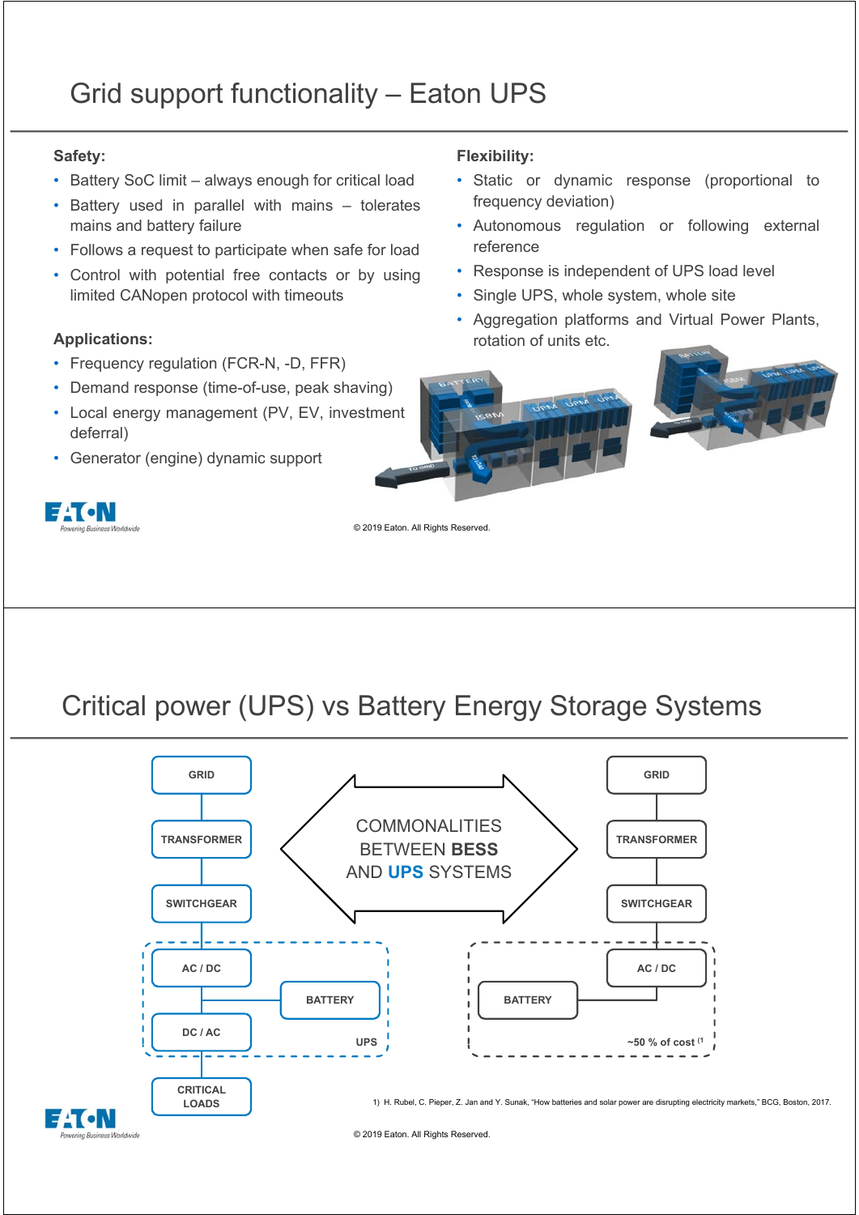# Grid support functionality – Eaton UPS

**Safety:**

- Battery SoC limit – always enough for critical load
- Battery used in parallel with mains – tolerates mains and battery failure
- Follows a request to participate when safe for load
- Control with potential free contacts or by using limited CANopen protocol with timeouts

**Applications:**

- Frequency regulation (FCR-N, -D, FFR)
- Demand response (time-of-use, peak shaving)
- Local energy management (PV, EV, investment deferral)
- Generator (engine) dynamic support

**Flexibility:**

- Static or dynamic response (proportional to frequency deviation)
- Autonomous regulation or following external reference
- Response is independent of UPS load level
- Single UPS, whole system, whole site
- Aggregation platforms and Virtual Power Plants, rotation of units etc.

© 2019 Eaton. All Rights Reserved.

# Critical power (UPS) vs Battery Energy Storage Systems

GRID → TRANSFORMER → SWITCHGEAR → AC / DC → BATTERY → DC / AC → CRITICAL LOADS (UPS)

COMMONALITIES BETWEEN **BESS** AND **UPS** SYSTEMS

GRID → TRANSFORMER → SWITCHGEAR → AC / DC → BATTERY (~50 % of cost [1])

1) H. Rubel, C. Pieper, Z. Jan and Y. Sunak, "How batteries and solar power are disrupting electricity markets," BCG, Boston, 2017.

© 2019 Eaton. All Rights Reserved.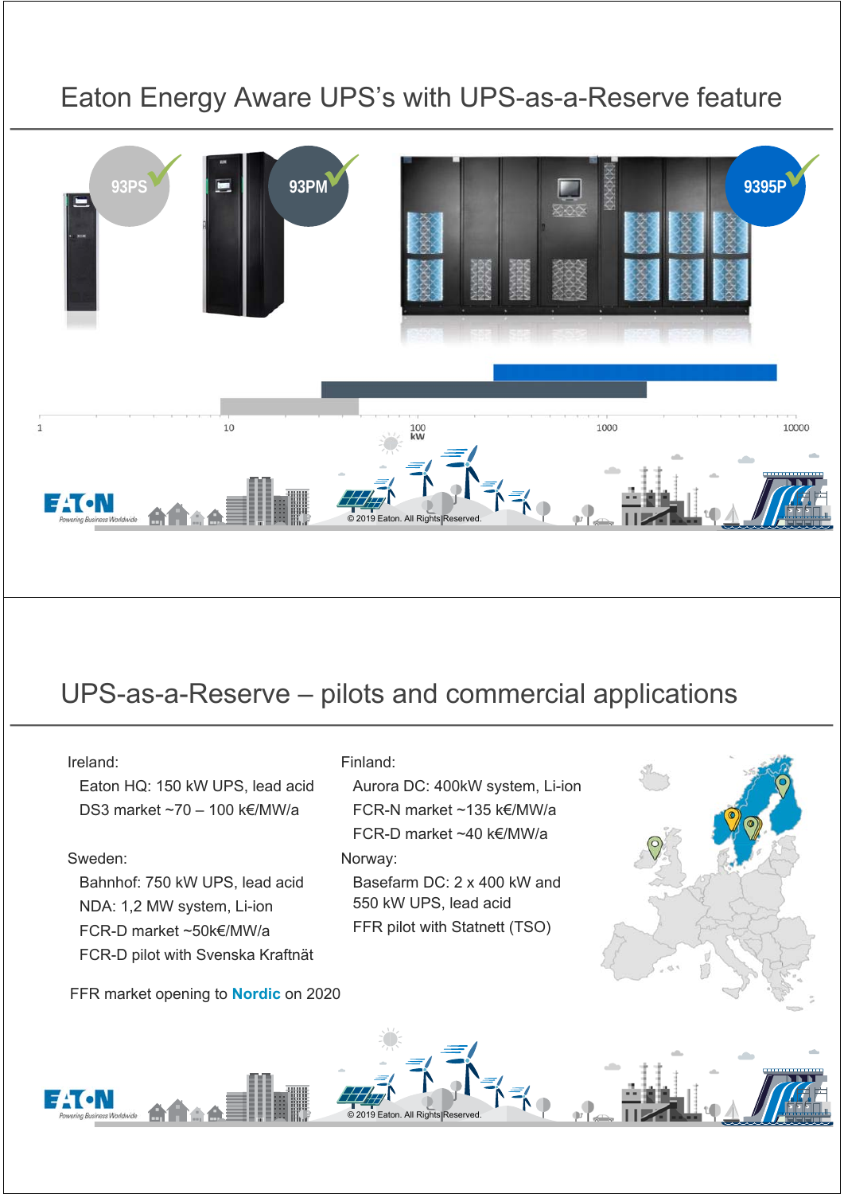# Eaton Energy Aware UPS's with UPS-as-a-Reserve feature

93PS

93PM

9395P

1 10 100 kW 1000 10000

# UPS-as-a-Reserve – pilots and commercial applications

Ireland:

- Eaton HQ: 150 kW UPS, lead acid
- DS3 market ~70 – 100 k€/MW/a

Sweden:

- Bahnhof: 750 kW UPS, lead acid
- NDA: 1,2 MW system, Li-ion
- FCR-D market ~50k€/MW/a
- FCR-D pilot with Svenska Kraftnät

Finland:

- Aurora DC: 400kW system, Li-ion
- FCR-N market ~135 k€/MW/a
- FCR-D market ~40 k€/MW/a

Norway:

- Basefarm DC: 2 x 400 kW and 550 kW UPS, lead acid
- FFR pilot with Statnett (TSO)

FFR market opening to **Nordic** on 2020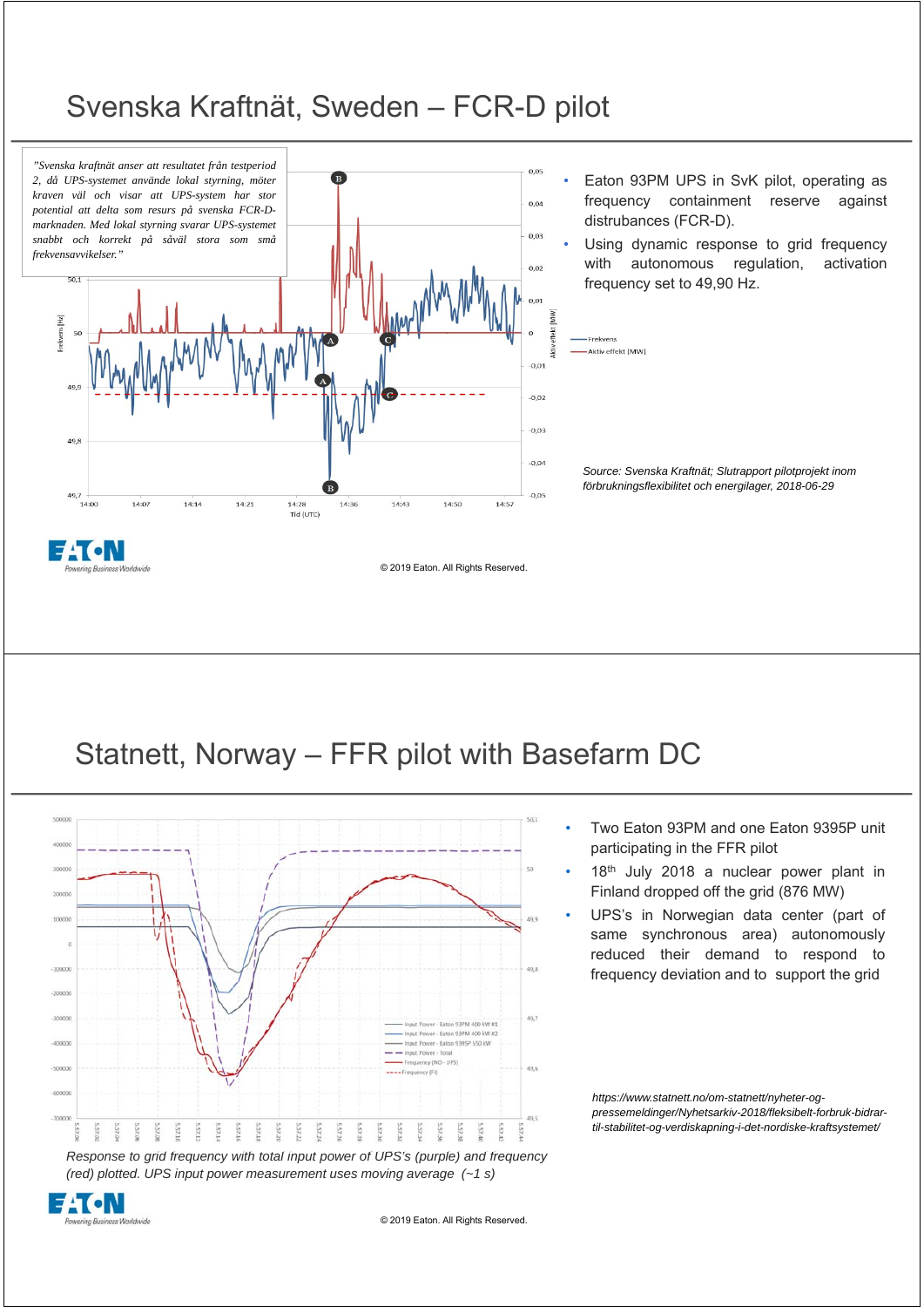# Svenska Kraftnät, Sweden – FCR-D pilot

*"Svenska kraftnät anser att resultatet från testperiod 2, då UPS-systemet använde lokal styrning, möter kraven väl och visar att UPS-system har stor potential att delta som resurs på svenska FCR-D-marknaden. Med lokal styrning svarar UPS-systemet snabbt och korrekt på såväl stora som små frekvensavvikelser."*

- Eaton 93PM UPS in SvK pilot, operating as frequency containment reserve against distrubances (FCR-D).
- Using dynamic response to grid frequency with autonomous regulation, activation frequency set to 49,90 Hz.

*Source: Svenska Kraftnät; Slutrapport pilotprojekt inom förbrukningsflexibilitet och energilager, 2018-06-29*

© 2019 Eaton. All Rights Reserved.

# Statnett, Norway – FFR pilot with Basefarm DC

- Two Eaton 93PM and one Eaton 9395P unit participating in the FFR pilot
- 18th July 2018 a nuclear power plant in Finland dropped off the grid (876 MW)
- UPS's in Norwegian data center (part of same synchronous area) autonomously reduced their demand to respond to frequency deviation and to support the grid

*Response to grid frequency with total input power of UPS's (purple) and frequency (red) plotted. UPS input power measurement uses moving average (~1 s)*

*https://www.statnett.no/om-statnett/nyheter-og-pressemeldinger/Nyhetsarkiv-2018/fleksibelt-forbruk-bidrar-til-stabilitet-og-verdiskapning-i-det-nordiske-kraftsystemet/*

© 2019 Eaton. All Rights Reserved.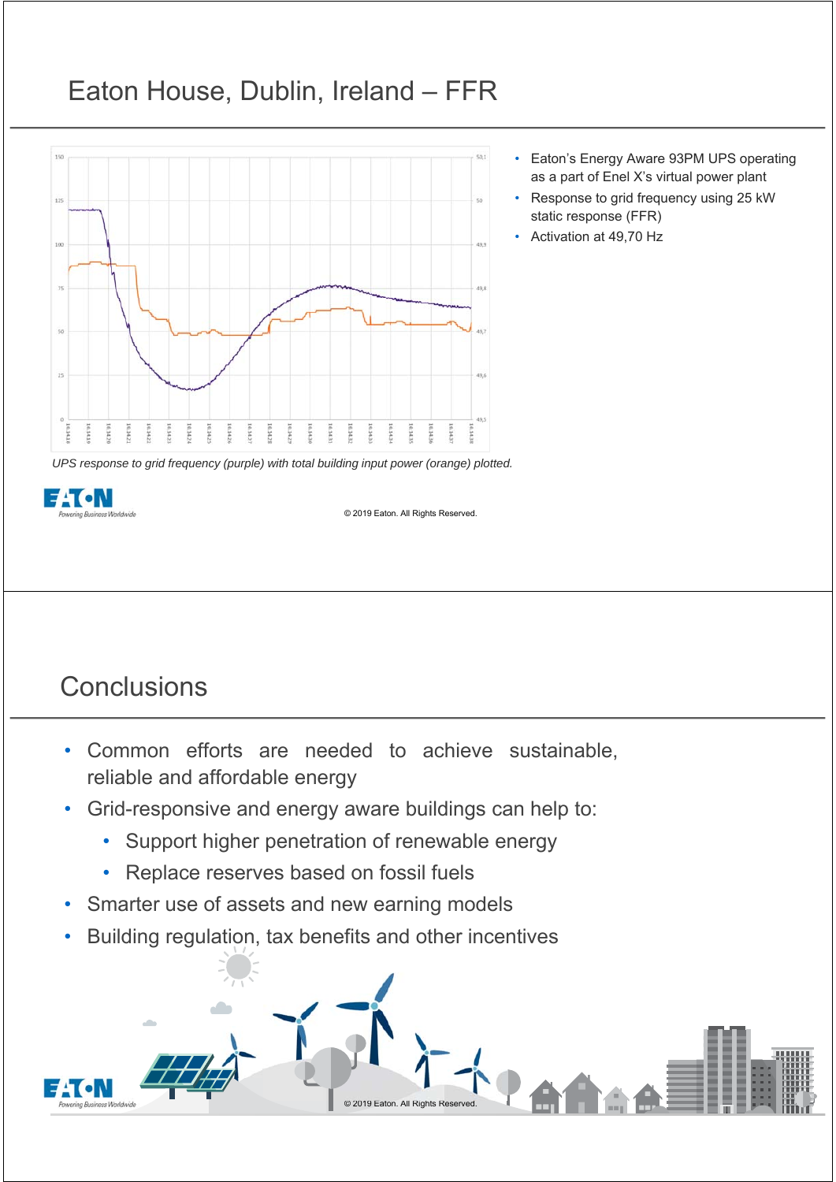# Eaton House, Dublin, Ireland – FFR

150
125
100
75
50
25
0

50,1
50
49,9
49,8
49,7
49,6
49,5

16:14:18
16:14:19
16:14:20
16:14:21
16:14:22
16:14:23
16:14:24
16:14:25
16:14:26
16:14:27
16:14:28
16:14:29
16:14:30
16:14:31
16:14:32
16:14:33
16:14:34
16:14:35
16:14:36
16:14:37
16:14:38

*UPS response to grid frequency (purple) with total building input power (orange) plotted.*

- Eaton's Energy Aware 93PM UPS operating as a part of Enel X's virtual power plant
- Response to grid frequency using 25 kW static response (FFR)
- Activation at 49,70 Hz

# Conclusions

- Common efforts are needed to achieve sustainable, reliable and affordable energy
- Grid-responsive and energy aware buildings can help to:
  - Support higher penetration of renewable energy
  - Replace reserves based on fossil fuels
- Smarter use of assets and new earning models
- Building regulation, tax benefits and other incentives